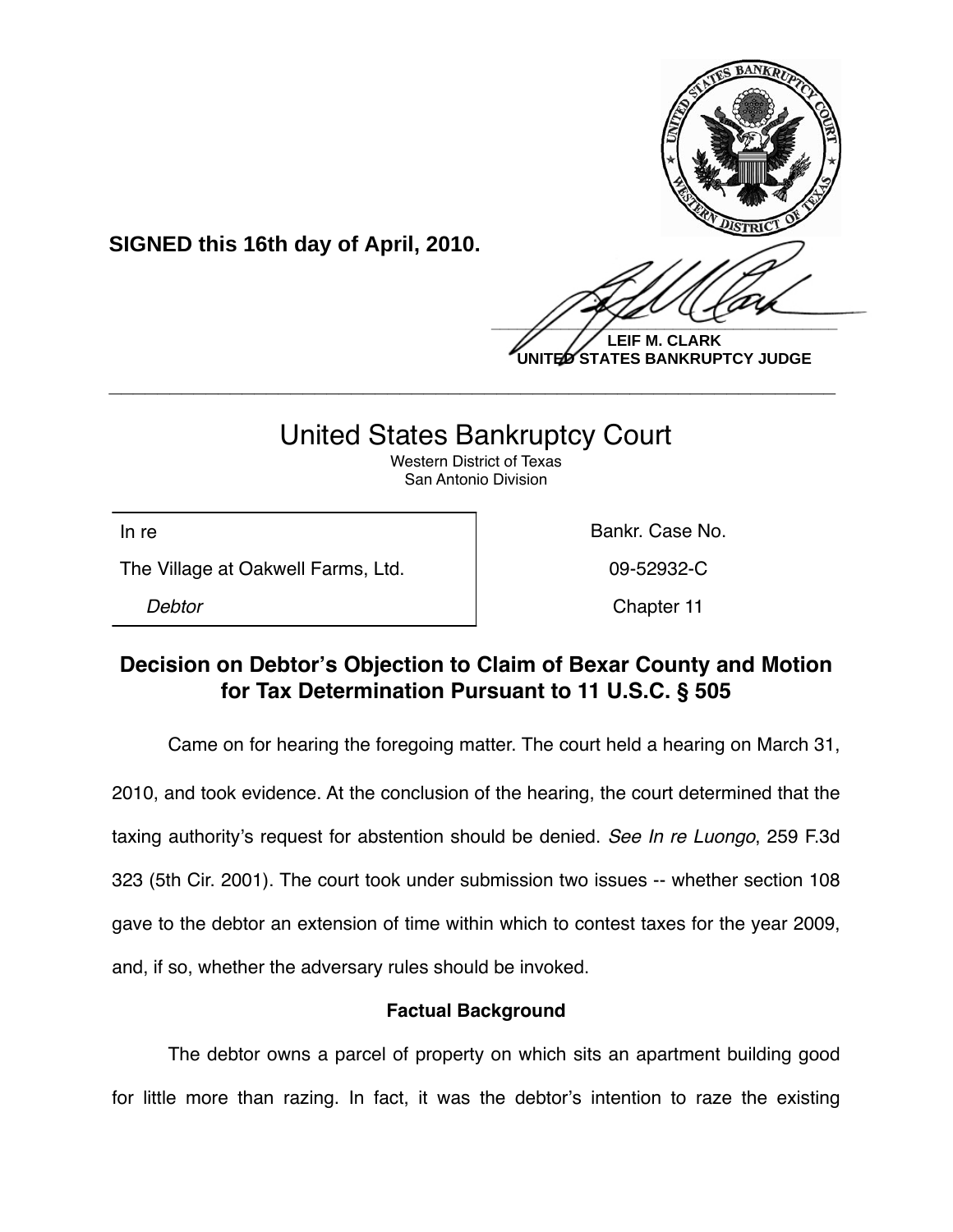**SIGNED this 16th day of April, 2010.**

**LEIF M. CLARK**
**UNITED STATES BANKRUPTCY JUDGE**

---

# United States Bankruptcy Court

Western District of Texas
San Antonio Division

| In re | Bankr. Case No. |
|---|---|
| The Village at Oakwell Farms, Ltd. | 09-52932-C |
| *Debtor* | Chapter 11 |

## Decision on Debtor's Objection to Claim of Bexar County and Motion for Tax Determination Pursuant to 11 U.S.C. § 505

Came on for hearing the foregoing matter. The court held a hearing on March 31, 2010, and took evidence. At the conclusion of the hearing, the court determined that the taxing authority's request for abstention should be denied. *See In re Luongo*, 259 F.3d 323 (5th Cir. 2001). The court took under submission two issues -- whether section 108 gave to the debtor an extension of time within which to contest taxes for the year 2009, and, if so, whether the adversary rules should be invoked.

### Factual Background

The debtor owns a parcel of property on which sits an apartment building good for little more than razing. In fact, it was the debtor's intention to raze the existing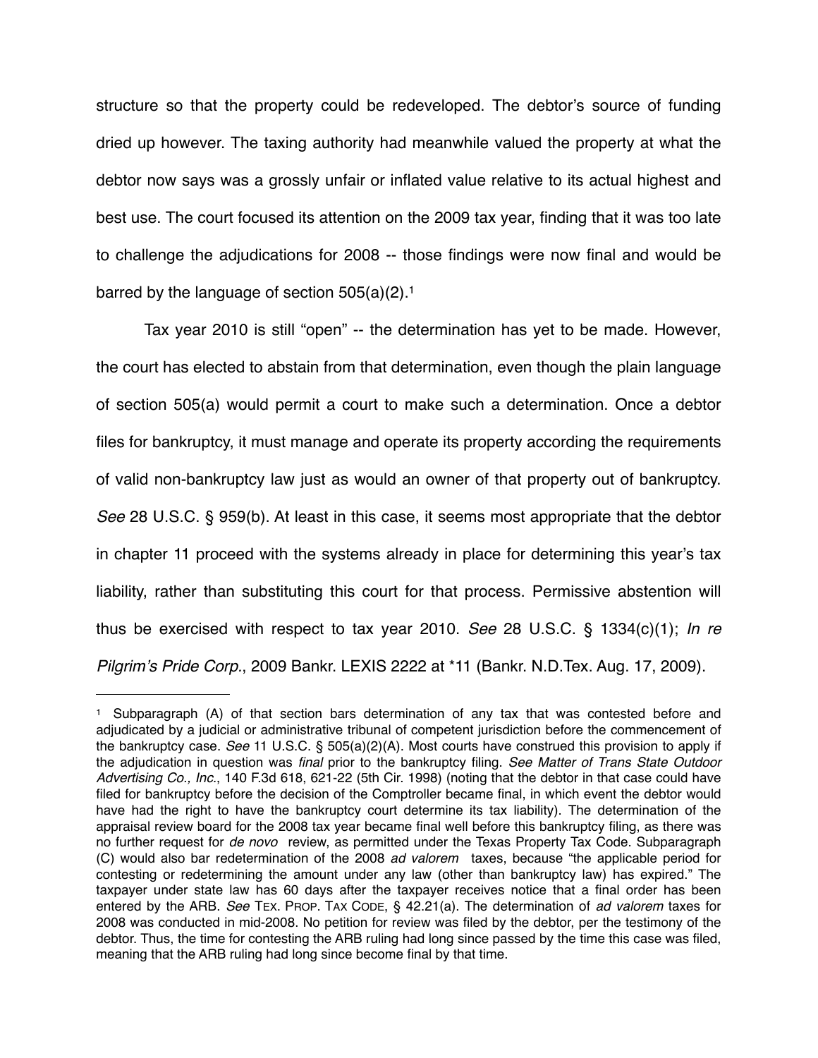structure so that the property could be redeveloped. The debtor's source of funding dried up however. The taxing authority had meanwhile valued the property at what the debtor now says was a grossly unfair or inflated value relative to its actual highest and best use. The court focused its attention on the 2009 tax year, finding that it was too late to challenge the adjudications for 2008 -- those findings were now final and would be barred by the language of section 505(a)(2).[1]

Tax year 2010 is still "open" -- the determination has yet to be made. However, the court has elected to abstain from that determination, even though the plain language of section 505(a) would permit a court to make such a determination. Once a debtor files for bankruptcy, it must manage and operate its property according the requirements of valid non-bankruptcy law just as would an owner of that property out of bankruptcy. *See* 28 U.S.C. § 959(b). At least in this case, it seems most appropriate that the debtor in chapter 11 proceed with the systems already in place for determining this year's tax liability, rather than substituting this court for that process. Permissive abstention will thus be exercised with respect to tax year 2010. *See* 28 U.S.C. § 1334(c)(1); *In re Pilgrim's Pride Corp.*, 2009 Bankr. LEXIS 2222 at *11 (Bankr. N.D.Tex. Aug. 17, 2009).

---

[1] Subparagraph (A) of that section bars determination of any tax that was contested before and adjudicated by a judicial or administrative tribunal of competent jurisdiction before the commencement of the bankruptcy case. *See* 11 U.S.C. § 505(a)(2)(A). Most courts have construed this provision to apply if the adjudication in question was *final* prior to the bankruptcy filing. *See Matter of Trans State Outdoor Advertising Co., Inc.*, 140 F.3d 618, 621-22 (5th Cir. 1998) (noting that the debtor in that case could have filed for bankruptcy before the decision of the Comptroller became final, in which event the debtor would have had the right to have the bankruptcy court determine its tax liability). The determination of the appraisal review board for the 2008 tax year became final well before this bankruptcy filing, as there was no further request for *de novo* review, as permitted under the Texas Property Tax Code. Subparagraph (C) would also bar redetermination of the 2008 *ad valorem* taxes, because "the applicable period for contesting or redetermining the amount under any law (other than bankruptcy law) has expired." The taxpayer under state law has 60 days after the taxpayer receives notice that a final order has been entered by the ARB. *See* TEX. PROP. TAX CODE, § 42.21(a). The determination of *ad valorem* taxes for 2008 was conducted in mid-2008. No petition for review was filed by the debtor, per the testimony of the debtor. Thus, the time for contesting the ARB ruling had long since passed by the time this case was filed, meaning that the ARB ruling had long since become final by that time.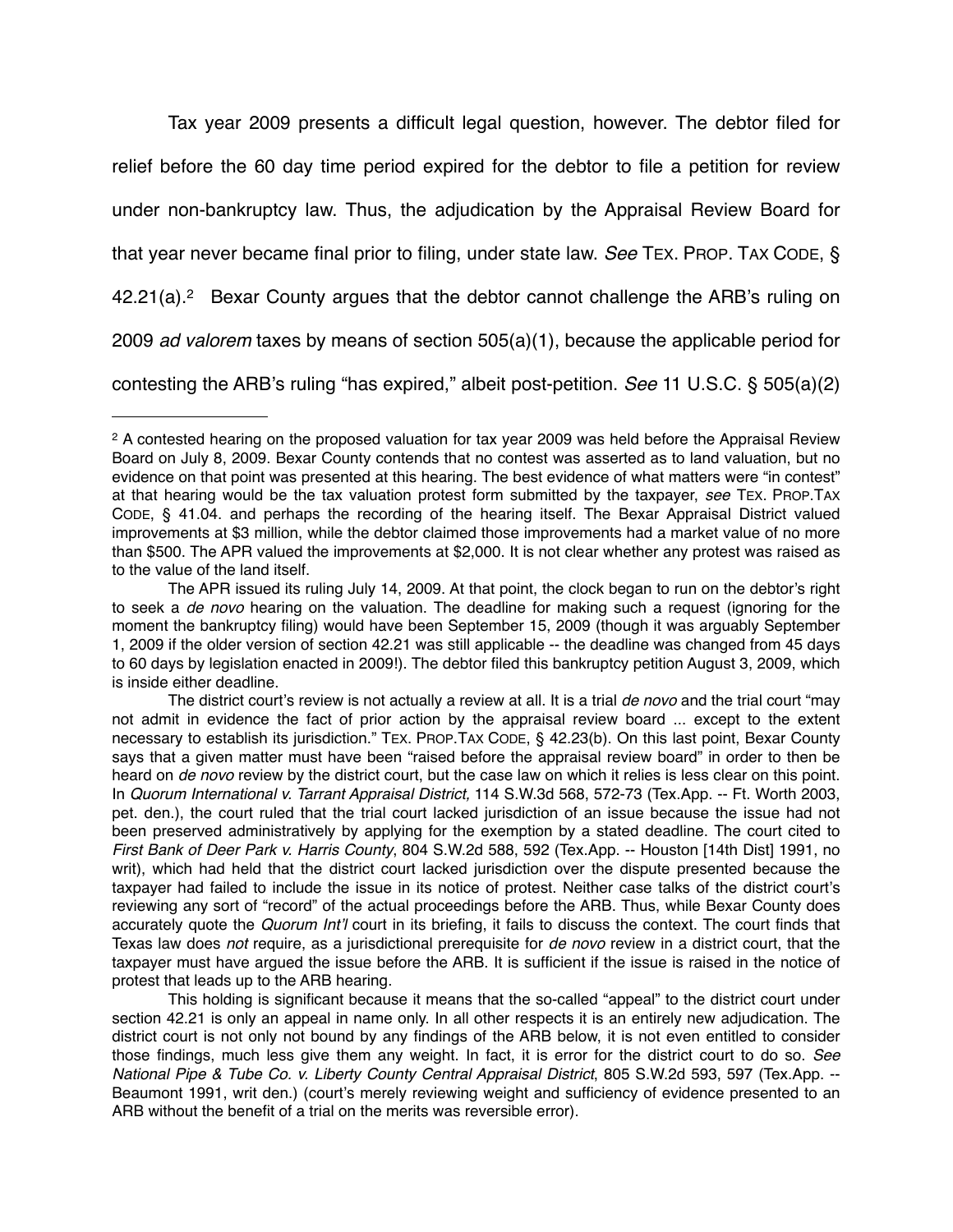Tax year 2009 presents a difficult legal question, however. The debtor filed for relief before the 60 day time period expired for the debtor to file a petition for review under non-bankruptcy law. Thus, the adjudication by the Appraisal Review Board for that year never became final prior to filing, under state law. *See* TEX. PROP. TAX CODE, § 42.21(a).[2] Bexar County argues that the debtor cannot challenge the ARB's ruling on 2009 *ad valorem* taxes by means of section 505(a)(1), because the applicable period for contesting the ARB's ruling "has expired," albeit post-petition. *See* 11 U.S.C. § 505(a)(2)

---

[2] A contested hearing on the proposed valuation for tax year 2009 was held before the Appraisal Review Board on July 8, 2009. Bexar County contends that no contest was asserted as to land valuation, but no evidence on that point was presented at this hearing. The best evidence of what matters were "in contest" at that hearing would be the tax valuation protest form submitted by the taxpayer, *see* TEX. PROP.TAX CODE, § 41.04. and perhaps the recording of the hearing itself. The Bexar Appraisal District valued improvements at $3 million, while the debtor claimed those improvements had a market value of no more than $500. The APR valued the improvements at $2,000. It is not clear whether any protest was raised as to the value of the land itself.

The APR issued its ruling July 14, 2009. At that point, the clock began to run on the debtor's right to seek a *de novo* hearing on the valuation. The deadline for making such a request (ignoring for the moment the bankruptcy filing) would have been September 15, 2009 (though it was arguably September 1, 2009 if the older version of section 42.21 was still applicable -- the deadline was changed from 45 days to 60 days by legislation enacted in 2009!). The debtor filed this bankruptcy petition August 3, 2009, which is inside either deadline.

The district court's review is not actually a review at all. It is a trial *de novo* and the trial court "may not admit in evidence the fact of prior action by the appraisal review board ... except to the extent necessary to establish its jurisdiction." TEX. PROP.TAX CODE, § 42.23(b). On this last point, Bexar County says that a given matter must have been "raised before the appraisal review board" in order to then be heard on *de novo* review by the district court, but the case law on which it relies is less clear on this point. In *Quorum International v. Tarrant Appraisal District,* 114 S.W.3d 568, 572-73 (Tex.App. -- Ft. Worth 2003, pet. den.), the court ruled that the trial court lacked jurisdiction of an issue because the issue had not been preserved administratively by applying for the exemption by a stated deadline. The court cited to *First Bank of Deer Park v. Harris County*, 804 S.W.2d 588, 592 (Tex.App. -- Houston [14th Dist] 1991, no writ), which had held that the district court lacked jurisdiction over the dispute presented because the taxpayer had failed to include the issue in its notice of protest. Neither case talks of the district court's reviewing any sort of "record" of the actual proceedings before the ARB. Thus, while Bexar County does accurately quote the *Quorum Int'l* court in its briefing, it fails to discuss the context. The court finds that Texas law does *not* require, as a jurisdictional prerequisite for *de novo* review in a district court, that the taxpayer must have argued the issue before the ARB. It is sufficient if the issue is raised in the notice of protest that leads up to the ARB hearing.

This holding is significant because it means that the so-called "appeal" to the district court under section 42.21 is only an appeal in name only. In all other respects it is an entirely new adjudication. The district court is not only not bound by any findings of the ARB below, it is not even entitled to consider those findings, much less give them any weight. In fact, it is error for the district court to do so. *See National Pipe & Tube Co. v. Liberty County Central Appraisal District*, 805 S.W.2d 593, 597 (Tex.App. -- Beaumont 1991, writ den.) (court's merely reviewing weight and sufficiency of evidence presented to an ARB without the benefit of a trial on the merits was reversible error).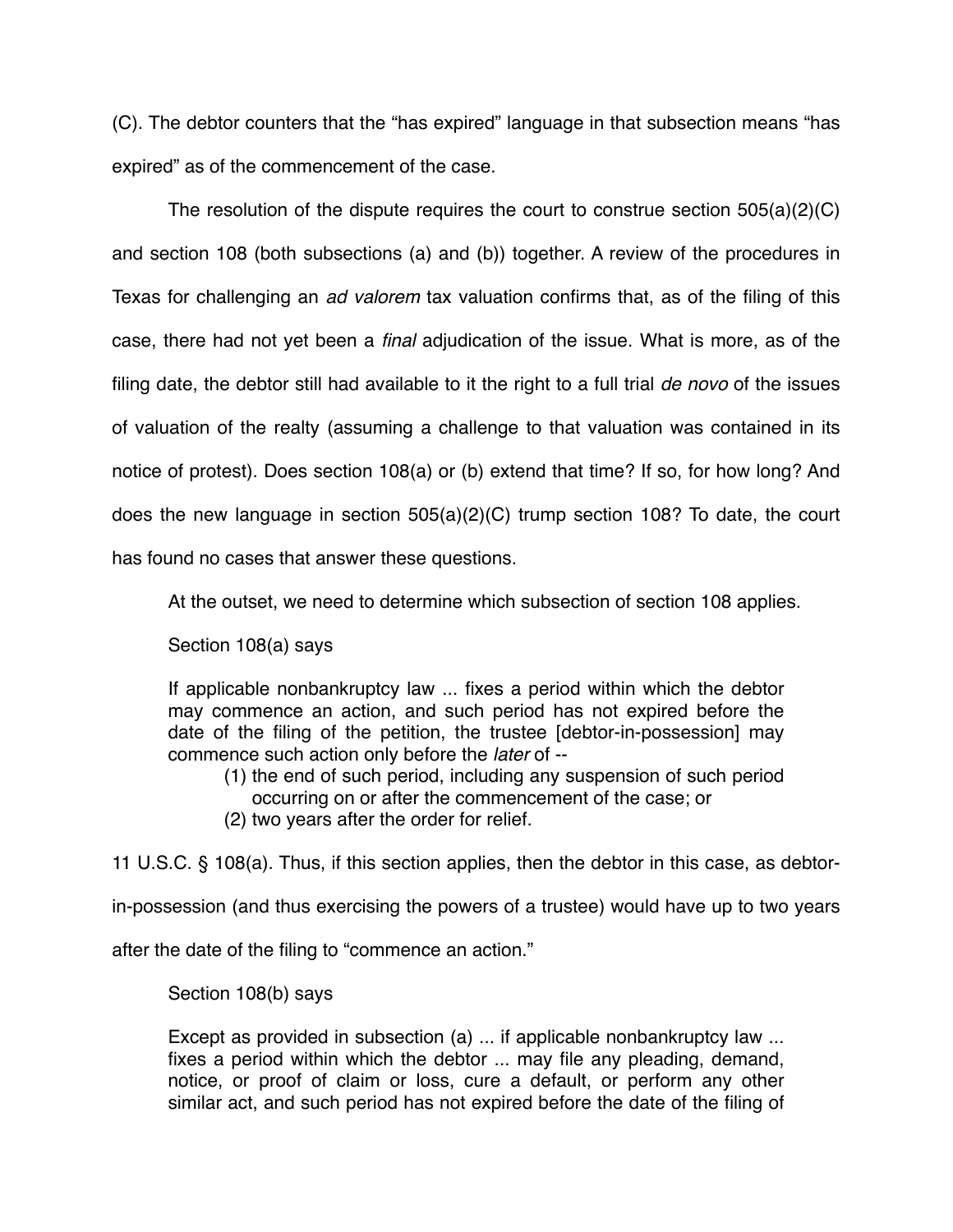(C). The debtor counters that the "has expired" language in that subsection means "has expired" as of the commencement of the case.

The resolution of the dispute requires the court to construe section 505(a)(2)(C) and section 108 (both subsections (a) and (b)) together. A review of the procedures in Texas for challenging an *ad valorem* tax valuation confirms that, as of the filing of this case, there had not yet been a *final* adjudication of the issue. What is more, as of the filing date, the debtor still had available to it the right to a full trial *de novo* of the issues of valuation of the realty (assuming a challenge to that valuation was contained in its notice of protest). Does section 108(a) or (b) extend that time? If so, for how long? And does the new language in section 505(a)(2)(C) trump section 108? To date, the court has found no cases that answer these questions.

At the outset, we need to determine which subsection of section 108 applies.

Section 108(a) says

> If applicable nonbankruptcy law ... fixes a period within which the debtor may commence an action, and such period has not expired before the date of the filing of the petition, the trustee [debtor-in-possession] may commence such action only before the *later* of --
>
> (1) the end of such period, including any suspension of such period occurring on or after the commencement of the case; or
>
> (2) two years after the order for relief.

11 U.S.C. § 108(a). Thus, if this section applies, then the debtor in this case, as debtor-in-possession (and thus exercising the powers of a trustee) would have up to two years after the date of the filing to "commence an action."

Section 108(b) says

> Except as provided in subsection (a) ... if applicable nonbankruptcy law ... fixes a period within which the debtor ... may file any pleading, demand, notice, or proof of claim or loss, cure a default, or perform any other similar act, and such period has not expired before the date of the filing of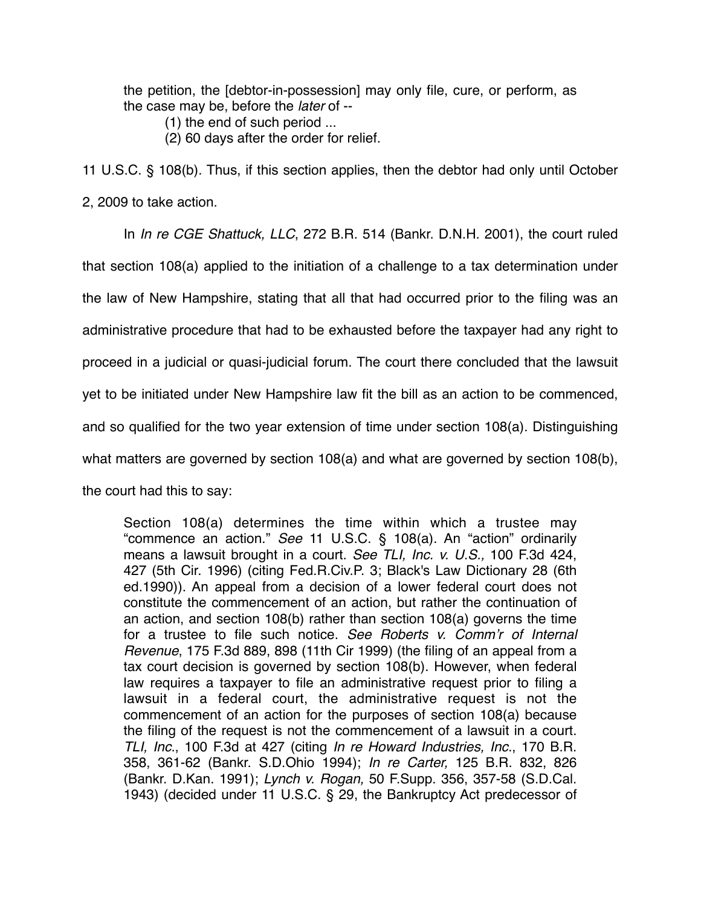> the petition, the [debtor-in-possession] may only file, cure, or perform, as the case may be, before the *later* of --
>
> (1) the end of such period ...
>
> (2) 60 days after the order for relief.

11 U.S.C. § 108(b). Thus, if this section applies, then the debtor had only until October 2, 2009 to take action.

In *In re CGE Shattuck, LLC*, 272 B.R. 514 (Bankr. D.N.H. 2001), the court ruled that section 108(a) applied to the initiation of a challenge to a tax determination under the law of New Hampshire, stating that all that had occurred prior to the filing was an administrative procedure that had to be exhausted before the taxpayer had any right to proceed in a judicial or quasi-judicial forum. The court there concluded that the lawsuit yet to be initiated under New Hampshire law fit the bill as an action to be commenced, and so qualified for the two year extension of time under section 108(a). Distinguishing what matters are governed by section 108(a) and what are governed by section 108(b), the court had this to say:

> Section 108(a) determines the time within which a trustee may "commence an action." *See* 11 U.S.C. § 108(a). An "action" ordinarily means a lawsuit brought in a court. *See TLI, Inc. v. U.S.,* 100 F.3d 424, 427 (5th Cir. 1996) (citing Fed.R.Civ.P. 3; Black's Law Dictionary 28 (6th ed.1990)). An appeal from a decision of a lower federal court does not constitute the commencement of an action, but rather the continuation of an action, and section 108(b) rather than section 108(a) governs the time for a trustee to file such notice. *See Roberts v. Comm'r of Internal Revenue*, 175 F.3d 889, 898 (11th Cir 1999) (the filing of an appeal from a tax court decision is governed by section 108(b). However, when federal law requires a taxpayer to file an administrative request prior to filing a lawsuit in a federal court, the administrative request is not the commencement of an action for the purposes of section 108(a) because the filing of the request is not the commencement of a lawsuit in a court. *TLI, Inc.*, 100 F.3d at 427 (citing *In re Howard Industries, Inc.*, 170 B.R. 358, 361-62 (Bankr. S.D.Ohio 1994); *In re Carter,* 125 B.R. 832, 826 (Bankr. D.Kan. 1991); *Lynch v. Rogan,* 50 F.Supp. 356, 357-58 (S.D.Cal. 1943) (decided under 11 U.S.C. § 29, the Bankruptcy Act predecessor of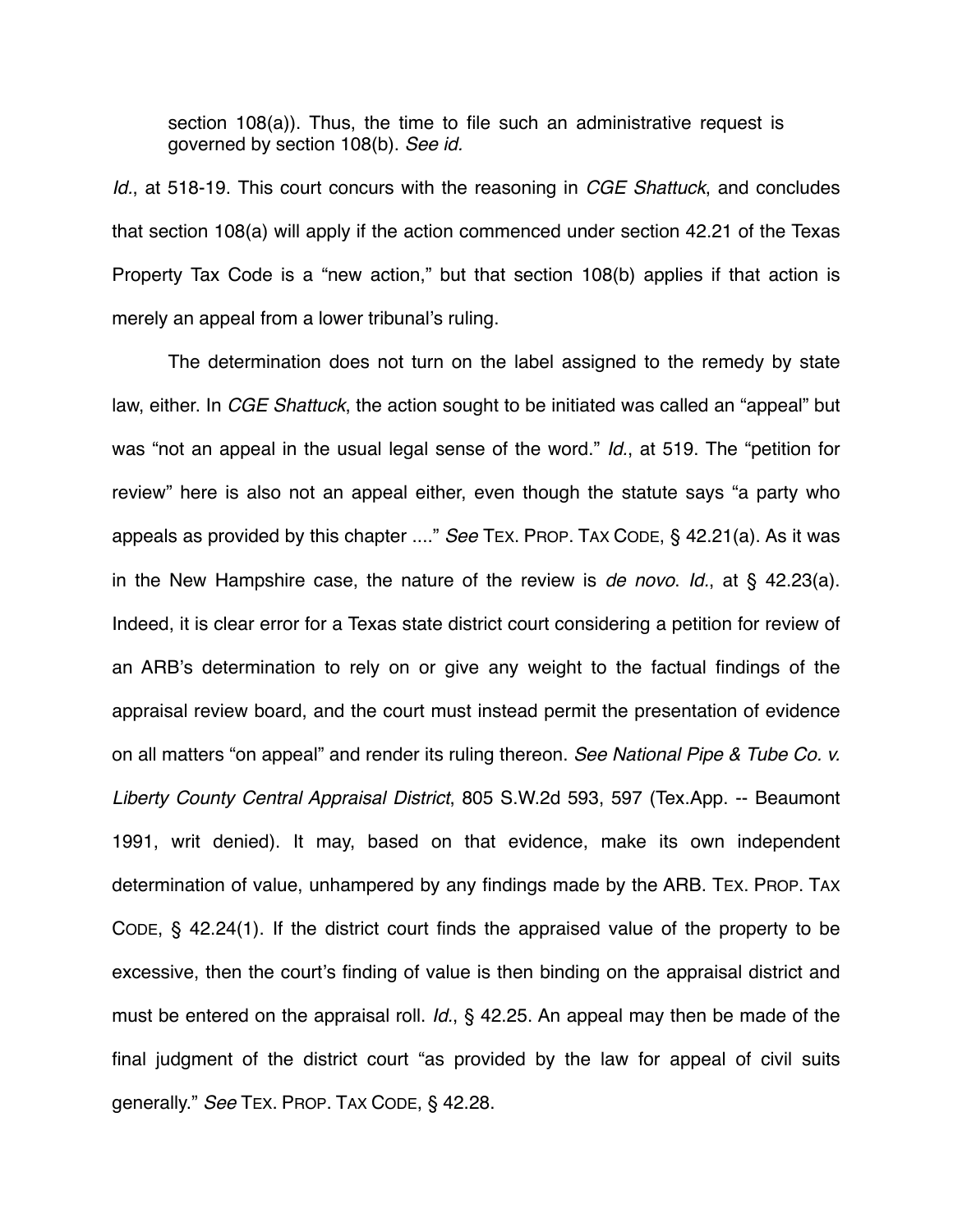> section 108(a)). Thus, the time to file such an administrative request is governed by section 108(b). *See id.*

*Id.*, at 518-19. This court concurs with the reasoning in *CGE Shattuck*, and concludes that section 108(a) will apply if the action commenced under section 42.21 of the Texas Property Tax Code is a "new action," but that section 108(b) applies if that action is merely an appeal from a lower tribunal's ruling.

The determination does not turn on the label assigned to the remedy by state law, either. In *CGE Shattuck*, the action sought to be initiated was called an "appeal" but was "not an appeal in the usual legal sense of the word." *Id.*, at 519. The "petition for review" here is also not an appeal either, even though the statute says "a party who appeals as provided by this chapter ...." *See* TEX. PROP. TAX CODE, § 42.21(a). As it was in the New Hampshire case, the nature of the review is *de novo*. *Id.*, at § 42.23(a). Indeed, it is clear error for a Texas state district court considering a petition for review of an ARB's determination to rely on or give any weight to the factual findings of the appraisal review board, and the court must instead permit the presentation of evidence on all matters "on appeal" and render its ruling thereon. *See National Pipe & Tube Co. v. Liberty County Central Appraisal District*, 805 S.W.2d 593, 597 (Tex.App. -- Beaumont 1991, writ denied). It may, based on that evidence, make its own independent determination of value, unhampered by any findings made by the ARB. TEX. PROP. TAX CODE, § 42.24(1). If the district court finds the appraised value of the property to be excessive, then the court's finding of value is then binding on the appraisal district and must be entered on the appraisal roll. *Id.*, § 42.25. An appeal may then be made of the final judgment of the district court "as provided by the law for appeal of civil suits generally." *See* TEX. PROP. TAX CODE, § 42.28.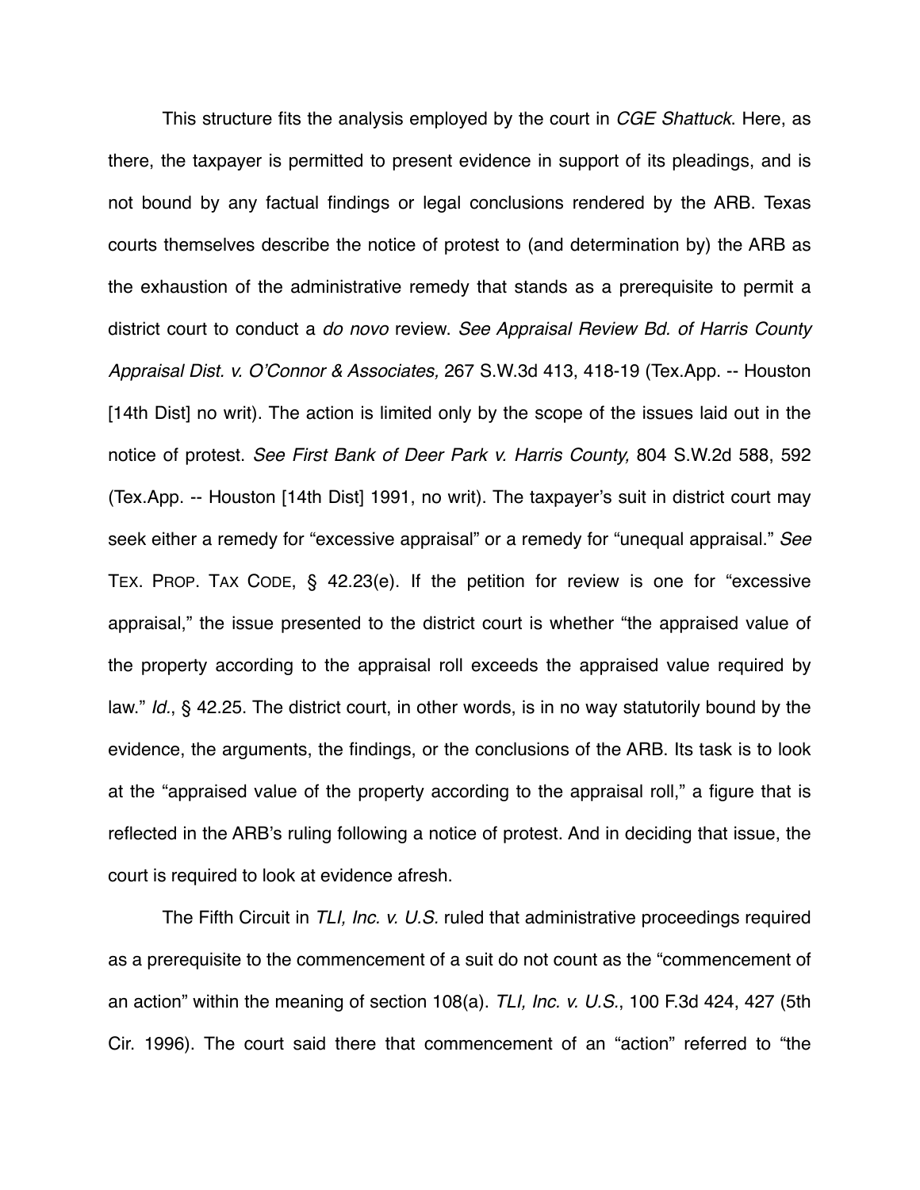This structure fits the analysis employed by the court in *CGE Shattuck*. Here, as there, the taxpayer is permitted to present evidence in support of its pleadings, and is not bound by any factual findings or legal conclusions rendered by the ARB. Texas courts themselves describe the notice of protest to (and determination by) the ARB as the exhaustion of the administrative remedy that stands as a prerequisite to permit a district court to conduct a *do novo* review. *See Appraisal Review Bd. of Harris County Appraisal Dist. v. O'Connor & Associates,* 267 S.W.3d 413, 418-19 (Tex.App. -- Houston [14th Dist] no writ). The action is limited only by the scope of the issues laid out in the notice of protest. *See First Bank of Deer Park v. Harris County,* 804 S.W.2d 588, 592 (Tex.App. -- Houston [14th Dist] 1991, no writ). The taxpayer's suit in district court may seek either a remedy for "excessive appraisal" or a remedy for "unequal appraisal." *See* TEX. PROP. TAX CODE, § 42.23(e). If the petition for review is one for "excessive appraisal," the issue presented to the district court is whether "the appraised value of the property according to the appraisal roll exceeds the appraised value required by law." *Id.*, § 42.25. The district court, in other words, is in no way statutorily bound by the evidence, the arguments, the findings, or the conclusions of the ARB. Its task is to look at the "appraised value of the property according to the appraisal roll," a figure that is reflected in the ARB's ruling following a notice of protest. And in deciding that issue, the court is required to look at evidence afresh.

The Fifth Circuit in *TLI, Inc. v. U.S.* ruled that administrative proceedings required as a prerequisite to the commencement of a suit do not count as the "commencement of an action" within the meaning of section 108(a). *TLI, Inc. v. U.S.*, 100 F.3d 424, 427 (5th Cir. 1996). The court said there that commencement of an "action" referred to "the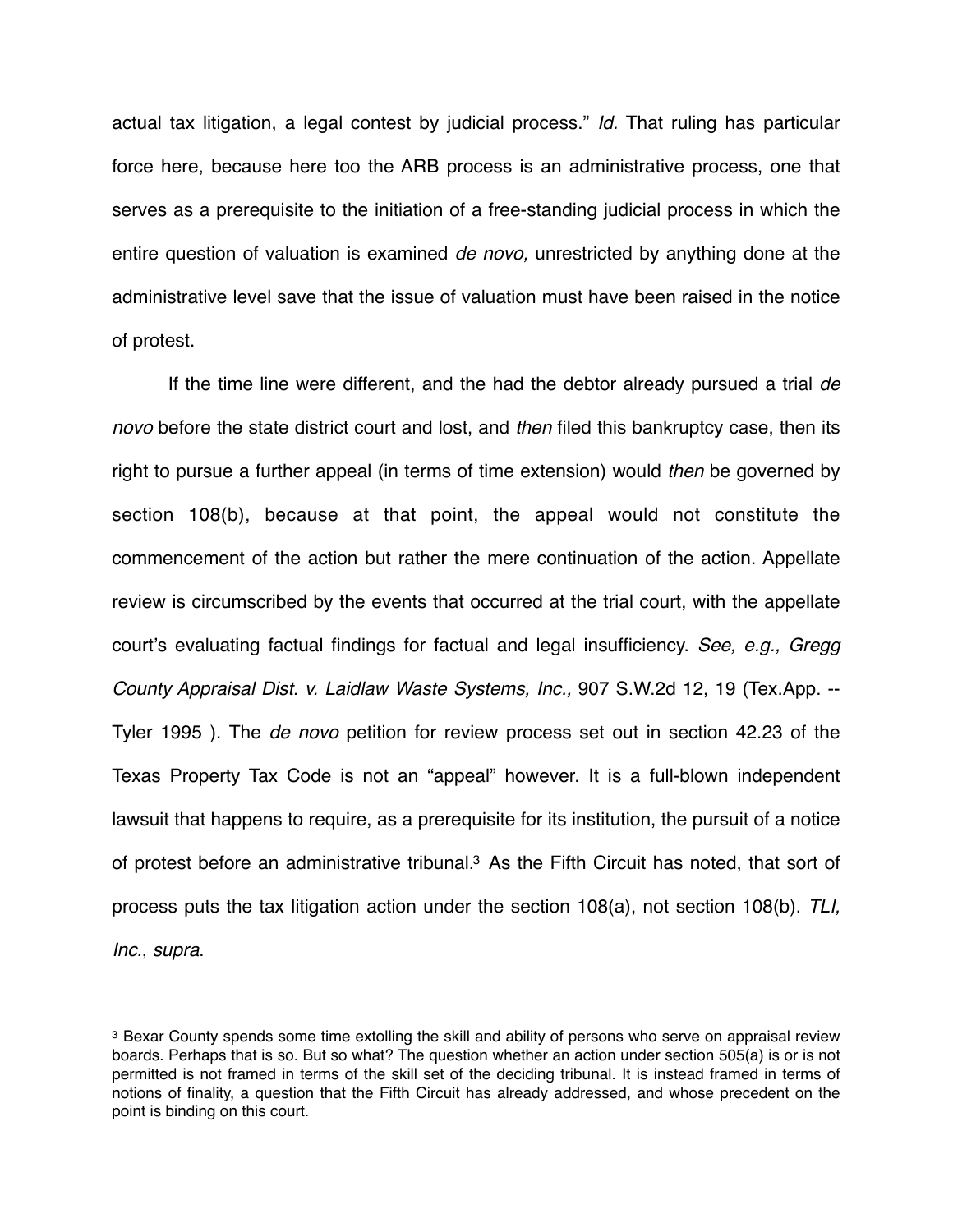actual tax litigation, a legal contest by judicial process." *Id.* That ruling has particular force here, because here too the ARB process is an administrative process, one that serves as a prerequisite to the initiation of a free-standing judicial process in which the entire question of valuation is examined *de novo,* unrestricted by anything done at the administrative level save that the issue of valuation must have been raised in the notice of protest.

If the time line were different, and the had the debtor already pursued a trial *de novo* before the state district court and lost, and *then* filed this bankruptcy case, then its right to pursue a further appeal (in terms of time extension) would *then* be governed by section 108(b), because at that point, the appeal would not constitute the commencement of the action but rather the mere continuation of the action. Appellate review is circumscribed by the events that occurred at the trial court, with the appellate court's evaluating factual findings for factual and legal insufficiency. *See, e.g., Gregg County Appraisal Dist. v. Laidlaw Waste Systems, Inc.,* 907 S.W.2d 12, 19 (Tex.App. -- Tyler 1995 ). The *de novo* petition for review process set out in section 42.23 of the Texas Property Tax Code is not an "appeal" however. It is a full-blown independent lawsuit that happens to require, as a prerequisite for its institution, the pursuit of a notice of protest before an administrative tribunal.[3] As the Fifth Circuit has noted, that sort of process puts the tax litigation action under the section 108(a), not section 108(b). *TLI, Inc.*, *supra.*

---

[3] Bexar County spends some time extolling the skill and ability of persons who serve on appraisal review boards. Perhaps that is so. But so what? The question whether an action under section 505(a) is or is not permitted is not framed in terms of the skill set of the deciding tribunal. It is instead framed in terms of notions of finality, a question that the Fifth Circuit has already addressed, and whose precedent on the point is binding on this court.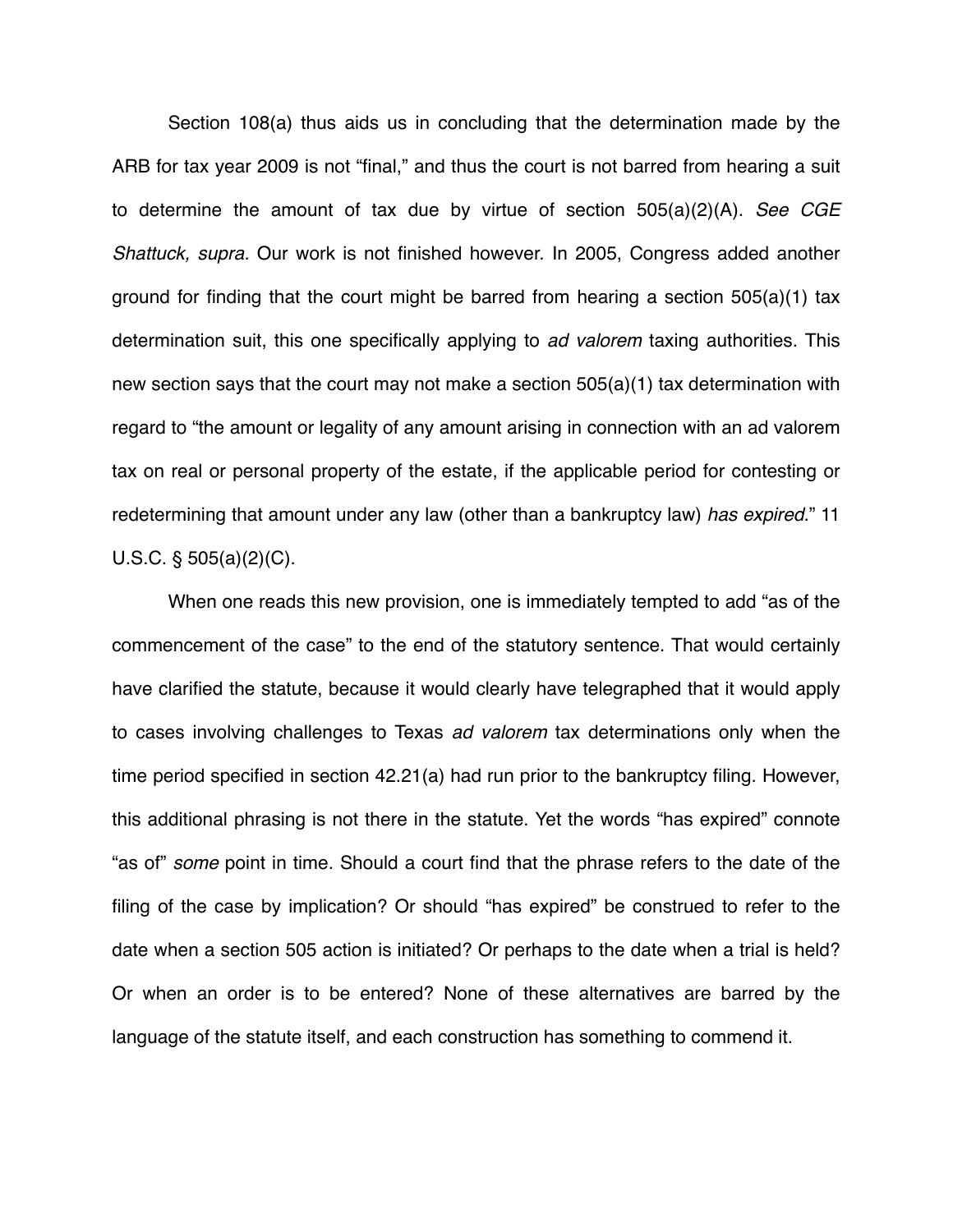Section 108(a) thus aids us in concluding that the determination made by the ARB for tax year 2009 is not "final," and thus the court is not barred from hearing a suit to determine the amount of tax due by virtue of section 505(a)(2)(A). *See CGE Shattuck, supra.* Our work is not finished however. In 2005, Congress added another ground for finding that the court might be barred from hearing a section 505(a)(1) tax determination suit, this one specifically applying to *ad valorem* taxing authorities. This new section says that the court may not make a section 505(a)(1) tax determination with regard to "the amount or legality of any amount arising in connection with an ad valorem tax on real or personal property of the estate, if the applicable period for contesting or redetermining that amount under any law (other than a bankruptcy law) *has expired*." 11 U.S.C. § 505(a)(2)(C).

When one reads this new provision, one is immediately tempted to add "as of the commencement of the case" to the end of the statutory sentence. That would certainly have clarified the statute, because it would clearly have telegraphed that it would apply to cases involving challenges to Texas *ad valorem* tax determinations only when the time period specified in section 42.21(a) had run prior to the bankruptcy filing. However, this additional phrasing is not there in the statute. Yet the words "has expired" connote "as of" *some* point in time. Should a court find that the phrase refers to the date of the filing of the case by implication? Or should "has expired" be construed to refer to the date when a section 505 action is initiated? Or perhaps to the date when a trial is held? Or when an order is to be entered? None of these alternatives are barred by the language of the statute itself, and each construction has something to commend it.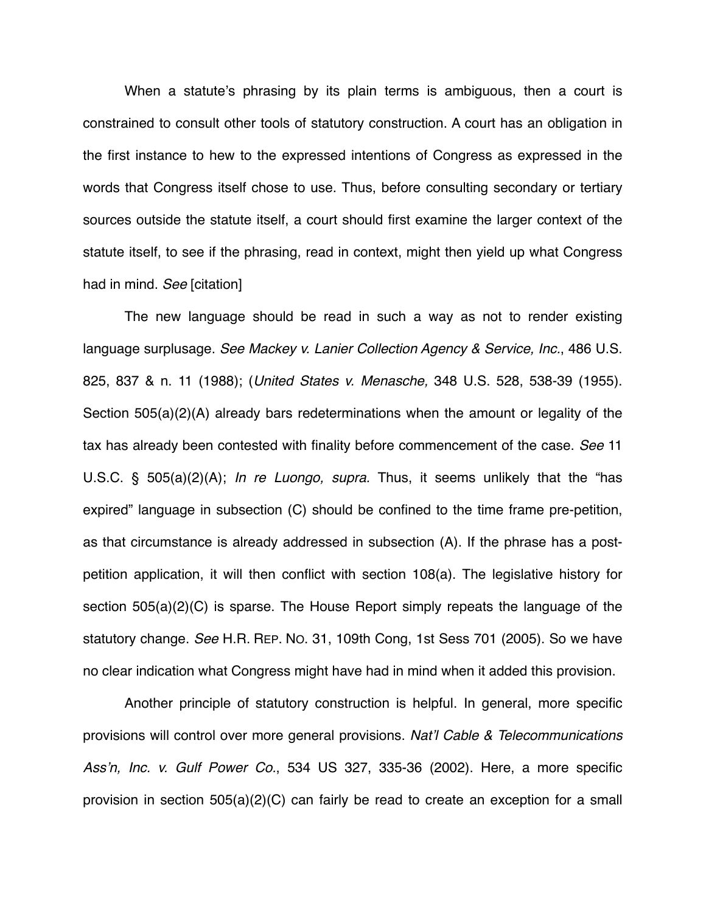When a statute's phrasing by its plain terms is ambiguous, then a court is constrained to consult other tools of statutory construction. A court has an obligation in the first instance to hew to the expressed intentions of Congress as expressed in the words that Congress itself chose to use. Thus, before consulting secondary or tertiary sources outside the statute itself, a court should first examine the larger context of the statute itself, to see if the phrasing, read in context, might then yield up what Congress had in mind. *See* [citation]

The new language should be read in such a way as not to render existing language surplusage. *See Mackey v. Lanier Collection Agency & Service, Inc.*, 486 U.S. 825, 837 & n. 11 (1988); (*United States v. Menasche,* 348 U.S. 528, 538-39 (1955). Section 505(a)(2)(A) already bars redeterminations when the amount or legality of the tax has already been contested with finality before commencement of the case. *See* 11 U.S.C. § 505(a)(2)(A); *In re Luongo, supra.* Thus, it seems unlikely that the "has expired" language in subsection (C) should be confined to the time frame pre-petition, as that circumstance is already addressed in subsection (A). If the phrase has a post-petition application, it will then conflict with section 108(a). The legislative history for section 505(a)(2)(C) is sparse. The House Report simply repeats the language of the statutory change. *See* H.R. REP. NO. 31, 109th Cong, 1st Sess 701 (2005). So we have no clear indication what Congress might have had in mind when it added this provision.

Another principle of statutory construction is helpful. In general, more specific provisions will control over more general provisions. *Nat'l Cable & Telecommunications Ass'n, Inc. v. Gulf Power Co.*, 534 US 327, 335-36 (2002). Here, a more specific provision in section 505(a)(2)(C) can fairly be read to create an exception for a small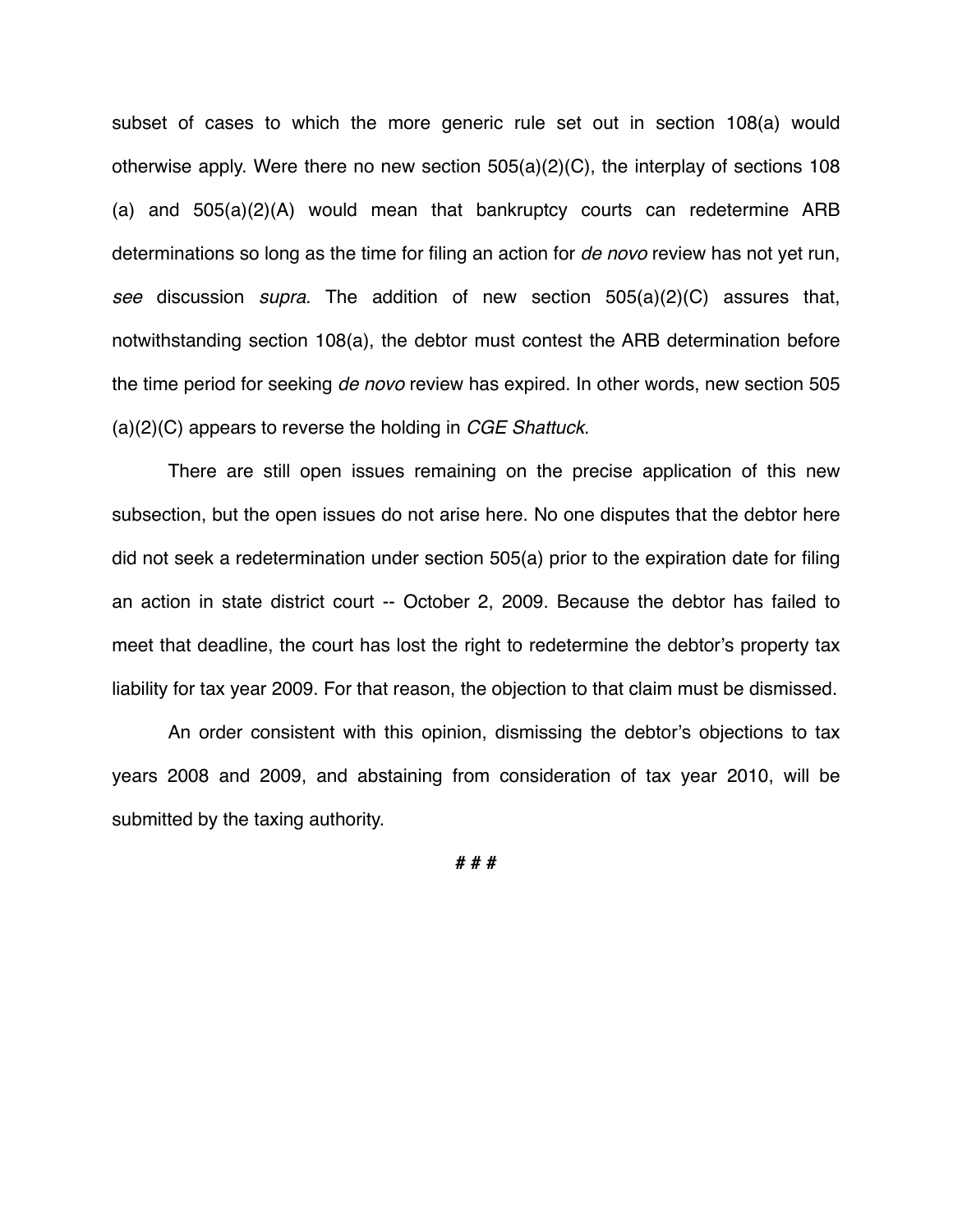subset of cases to which the more generic rule set out in section 108(a) would otherwise apply. Were there no new section 505(a)(2)(C), the interplay of sections 108 (a) and 505(a)(2)(A) would mean that bankruptcy courts can redetermine ARB determinations so long as the time for filing an action for *de novo* review has not yet run, *see* discussion *supra*. The addition of new section 505(a)(2)(C) assures that, notwithstanding section 108(a), the debtor must contest the ARB determination before the time period for seeking *de novo* review has expired. In other words, new section 505 (a)(2)(C) appears to reverse the holding in *CGE Shattuck*.

There are still open issues remaining on the precise application of this new subsection, but the open issues do not arise here. No one disputes that the debtor here did not seek a redetermination under section 505(a) prior to the expiration date for filing an action in state district court -- October 2, 2009. Because the debtor has failed to meet that deadline, the court has lost the right to redetermine the debtor's property tax liability for tax year 2009. For that reason, the objection to that claim must be dismissed.

An order consistent with this opinion, dismissing the debtor's objections to tax years 2008 and 2009, and abstaining from consideration of tax year 2010, will be submitted by the taxing authority.

**# # #**